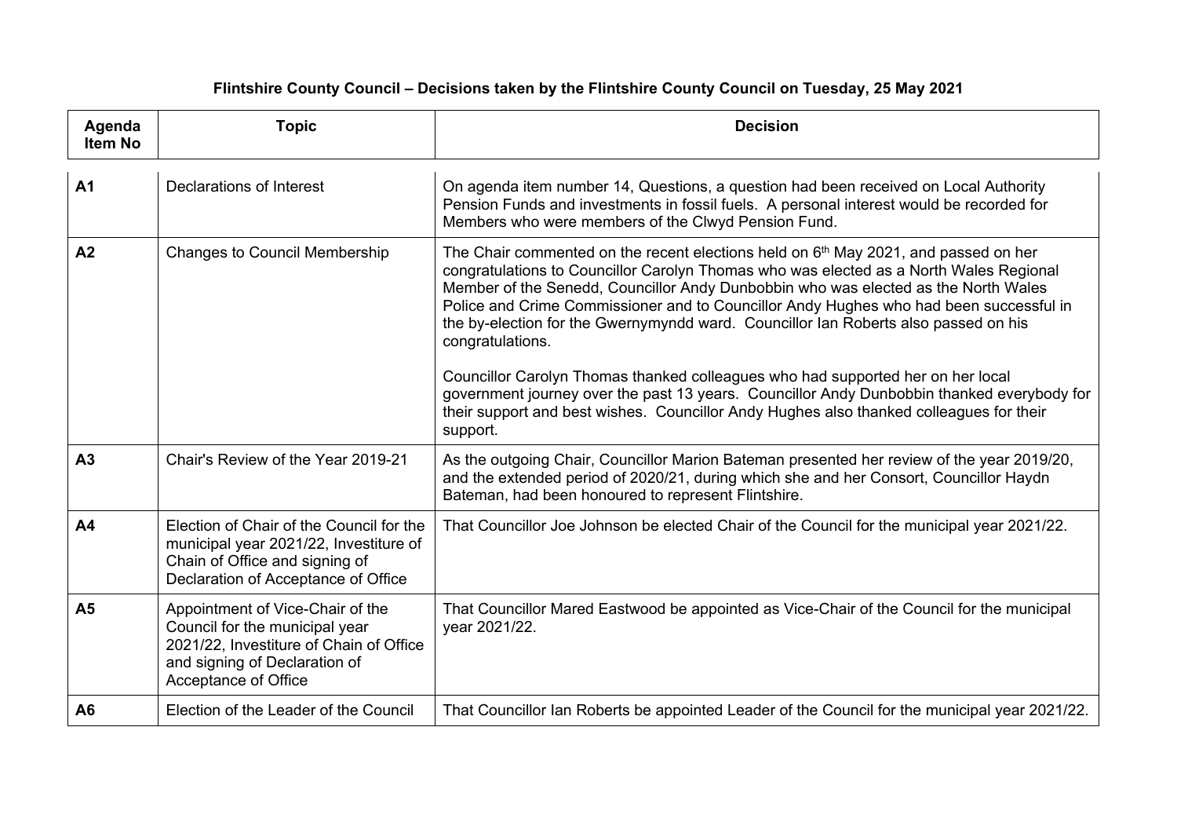# Flintshire County Council – Decisions taken by the Flintshire County Council on Tuesday, 25 May 2021

| Agenda Item No | Topic | Decision |
|---|---|---|
| **A1** | Declarations of Interest | On agenda item number 14, Questions, a question had been received on Local Authority Pension Funds and investments in fossil fuels. A personal interest would be recorded for Members who were members of the Clwyd Pension Fund. |
| **A2** | Changes to Council Membership | The Chair commented on the recent elections held on 6th May 2021, and passed on her congratulations to Councillor Carolyn Thomas who was elected as a North Wales Regional Member of the Senedd, Councillor Andy Dunbobbin who was elected as the North Wales Police and Crime Commissioner and to Councillor Andy Hughes who had been successful in the by-election for the Gwernymyndd ward. Councillor Ian Roberts also passed on his congratulations.<br><br>Councillor Carolyn Thomas thanked colleagues who had supported her on her local government journey over the past 13 years. Councillor Andy Dunbobbin thanked everybody for their support and best wishes. Councillor Andy Hughes also thanked colleagues for their support. |
| **A3** | Chair's Review of the Year 2019-21 | As the outgoing Chair, Councillor Marion Bateman presented her review of the year 2019/20, and the extended period of 2020/21, during which she and her Consort, Councillor Haydn Bateman, had been honoured to represent Flintshire. |
| **A4** | Election of Chair of the Council for the municipal year 2021/22, Investiture of Chain of Office and signing of Declaration of Acceptance of Office | That Councillor Joe Johnson be elected Chair of the Council for the municipal year 2021/22. |
| **A5** | Appointment of Vice-Chair of the Council for the municipal year 2021/22, Investiture of Chain of Office and signing of Declaration of Acceptance of Office | That Councillor Mared Eastwood be appointed as Vice-Chair of the Council for the municipal year 2021/22. |
| **A6** | Election of the Leader of the Council | That Councillor Ian Roberts be appointed Leader of the Council for the municipal year 2021/22. |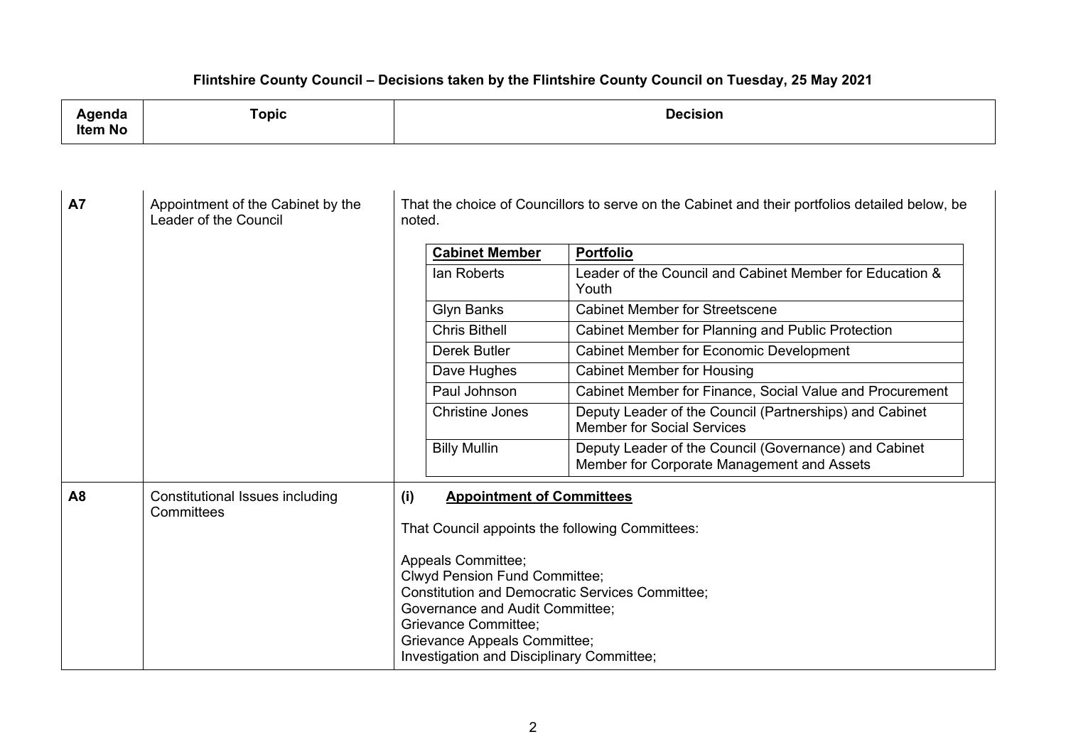**Flintshire County Council – Decisions taken by the Flintshire County Council on Tuesday, 25 May 2021**

| Agenda Item No | Topic | Decision |
|---|---|---|
| A7 | Appointment of the Cabinet by the Leader of the Council | That the choice of Councillors to serve on the Cabinet and their portfolios detailed below, be noted.<br><br>**Cabinet Member** – **Portfolio**<br>Ian Roberts – Leader of the Council and Cabinet Member for Education & Youth<br>Glyn Banks – Cabinet Member for Streetscene<br>Chris Bithell – Cabinet Member for Planning and Public Protection<br>Derek Butler – Cabinet Member for Economic Development<br>Dave Hughes – Cabinet Member for Housing<br>Paul Johnson – Cabinet Member for Finance, Social Value and Procurement<br>Christine Jones – Deputy Leader of the Council (Partnerships) and Cabinet Member for Social Services<br>Billy Mullin – Deputy Leader of the Council (Governance) and Cabinet Member for Corporate Management and Assets |
| A8 | Constitutional Issues including Committees | **(i) Appointment of Committees**<br><br>That Council appoints the following Committees:<br><br>Appeals Committee;<br>Clwyd Pension Fund Committee;<br>Constitution and Democratic Services Committee;<br>Governance and Audit Committee;<br>Grievance Committee;<br>Grievance Appeals Committee;<br>Investigation and Disciplinary Committee; |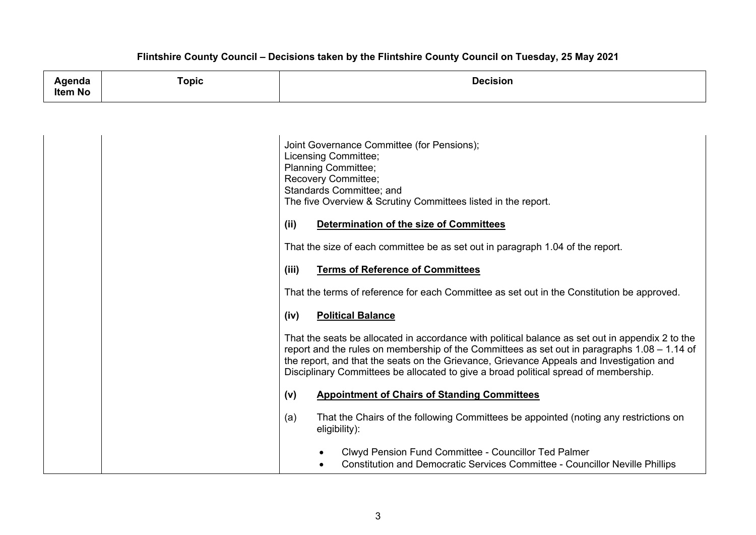**Flintshire County Council – Decisions taken by the Flintshire County Council on Tuesday, 25 May 2021**

| Agenda Item No | Topic | Decision |
|---|---|---|
| | | Joint Governance Committee (for Pensions);<br>Licensing Committee;<br>Planning Committee;<br>Recovery Committee;<br>Standards Committee; and<br>The five Overview & Scrutiny Committees listed in the report.<br><br>**(ii) Determination of the size of Committees**<br><br>That the size of each committee be as set out in paragraph 1.04 of the report.<br><br>**(iii) Terms of Reference of Committees**<br><br>That the terms of reference for each Committee as set out in the Constitution be approved.<br><br>**(iv) Political Balance**<br><br>That the seats be allocated in accordance with political balance as set out in appendix 2 to the report and the rules on membership of the Committees as set out in paragraphs 1.08 – 1.14 of the report, and that the seats on the Grievance, Grievance Appeals and Investigation and Disciplinary Committees be allocated to give a broad political spread of membership.<br><br>**(v) Appointment of Chairs of Standing Committees**<br><br>(a) That the Chairs of the following Committees be appointed (noting any restrictions on eligibility):<br><br>• Clwyd Pension Fund Committee - Councillor Ted Palmer<br>• Constitution and Democratic Services Committee - Councillor Neville Phillips |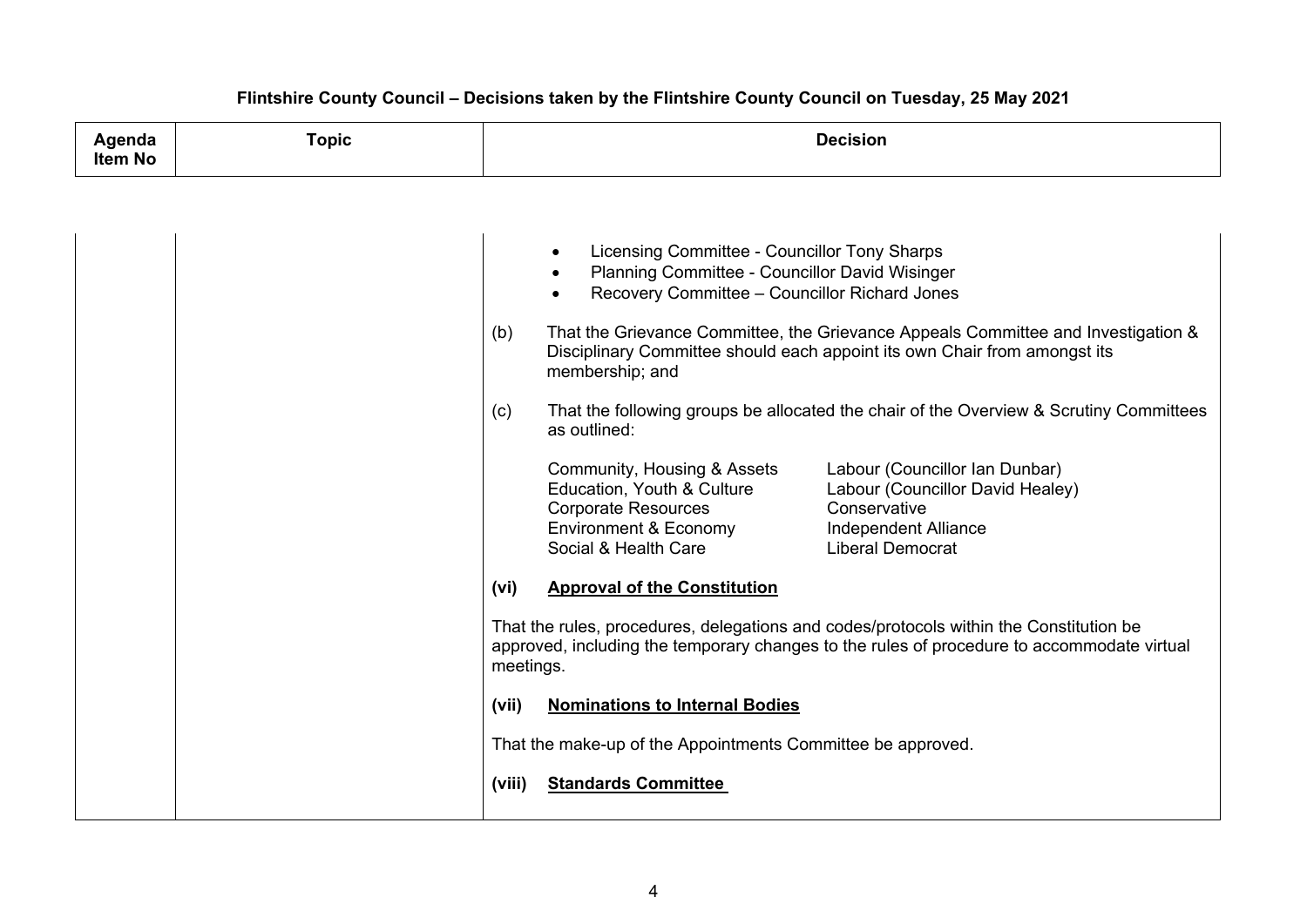**Flintshire County Council – Decisions taken by the Flintshire County Council on Tuesday, 25 May 2021**

| Agenda Item No | Topic | Decision |
|---|---|---|
| | | • Licensing Committee - Councillor Tony Sharps<br>• Planning Committee - Councillor David Wisinger<br>• Recovery Committee – Councillor Richard Jones<br><br>(b) That the Grievance Committee, the Grievance Appeals Committee and Investigation & Disciplinary Committee should each appoint its own Chair from amongst its membership; and<br><br>(c) That the following groups be allocated the chair of the Overview & Scrutiny Committees as outlined:<br><br>Community, Housing & Assets — Labour (Councillor Ian Dunbar)<br>Education, Youth & Culture — Labour (Councillor David Healey)<br>Corporate Resources — Conservative<br>Environment & Economy — Independent Alliance<br>Social & Health Care — Liberal Democrat<br><br>**(vi) <u>Approval of the Constitution</u>**<br><br>That the rules, procedures, delegations and codes/protocols within the Constitution be approved, including the temporary changes to the rules of procedure to accommodate virtual meetings.<br><br>**(vii) <u>Nominations to Internal Bodies</u>**<br><br>That the make-up of the Appointments Committee be approved.<br><br>**(viii) <u>Standards Committee</u>** |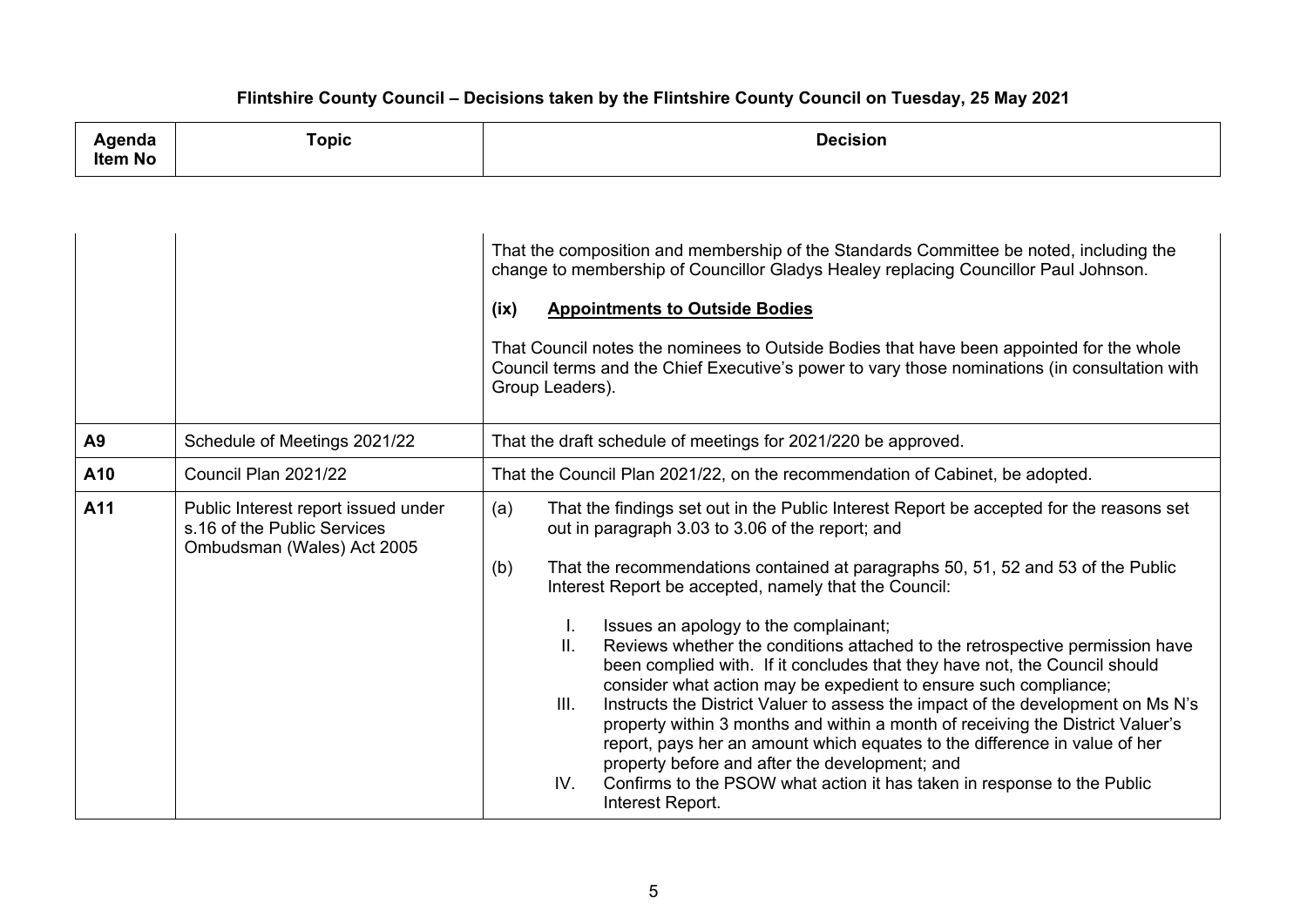**Flintshire County Council – Decisions taken by the Flintshire County Council on Tuesday, 25 May 2021**

| Agenda Item No | Topic | Decision |
|---|---|---|
| | | That the composition and membership of the Standards Committee be noted, including the change to membership of Councillor Gladys Healey replacing Councillor Paul Johnson.<br><br>**(ix) Appointments to Outside Bodies**<br><br>That Council notes the nominees to Outside Bodies that have been appointed for the whole Council terms and the Chief Executive's power to vary those nominations (in consultation with Group Leaders). |
| **A9** | Schedule of Meetings 2021/22 | That the draft schedule of meetings for 2021/220 be approved. |
| **A10** | Council Plan 2021/22 | That the Council Plan 2021/22, on the recommendation of Cabinet, be adopted. |
| **A11** | Public Interest report issued under s.16 of the Public Services Ombudsman (Wales) Act 2005 | (a) That the findings set out in the Public Interest Report be accepted for the reasons set out in paragraph 3.03 to 3.06 of the report; and<br><br>(b) That the recommendations contained at paragraphs 50, 51, 52 and 53 of the Public Interest Report be accepted, namely that the Council:<br><br>I. Issues an apology to the complainant;<br>II. Reviews whether the conditions attached to the retrospective permission have been complied with. If it concludes that they have not, the Council should consider what action may be expedient to ensure such compliance;<br>III. Instructs the District Valuer to assess the impact of the development on Ms N's property within 3 months and within a month of receiving the District Valuer's report, pays her an amount which equates to the difference in value of her property before and after the development; and<br>IV. Confirms to the PSOW what action it has taken in response to the Public Interest Report. |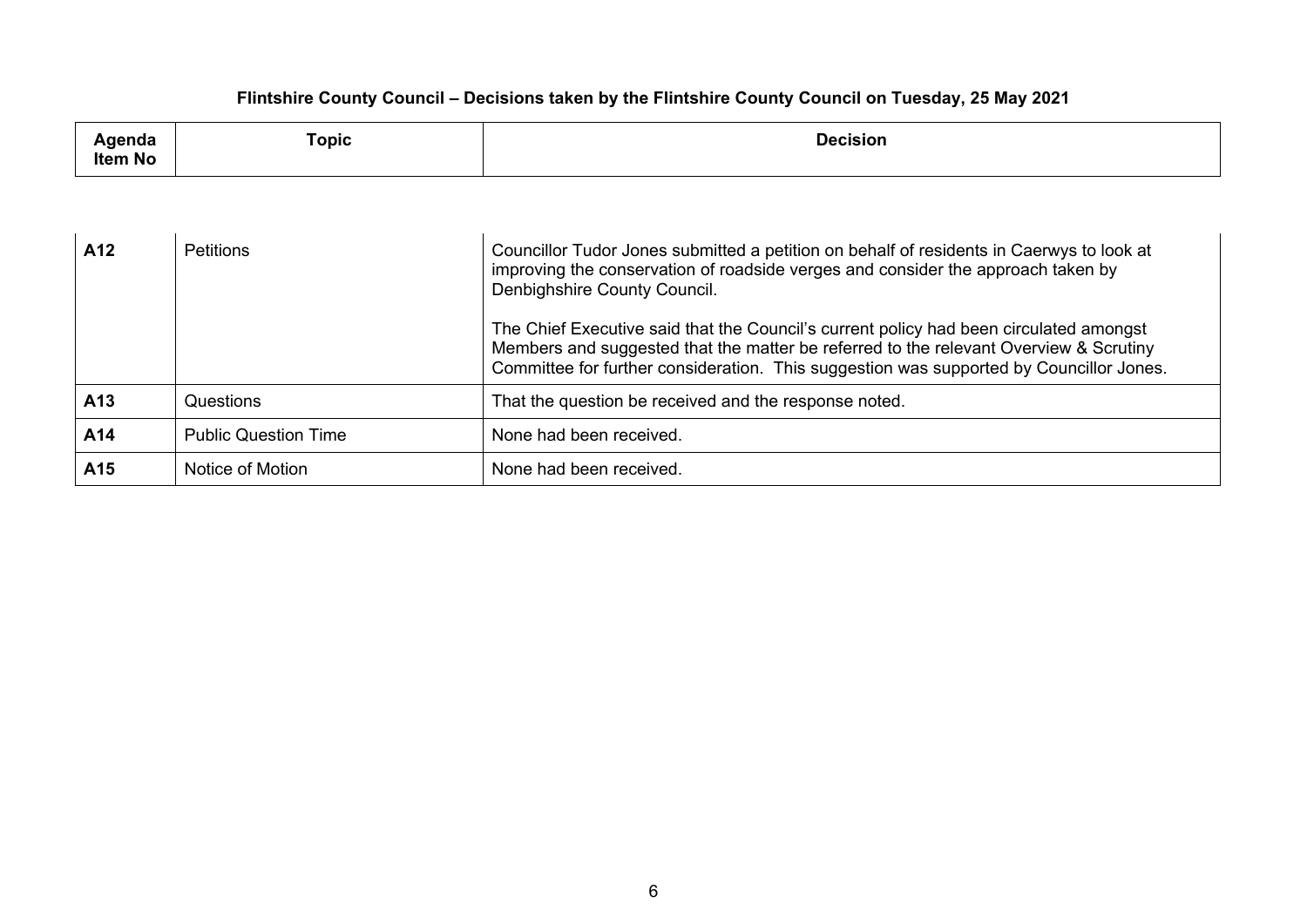**Flintshire County Council – Decisions taken by the Flintshire County Council on Tuesday, 25 May 2021**

| Agenda Item No | Topic | Decision |
|---|---|---|
| **A12** | Petitions | Councillor Tudor Jones submitted a petition on behalf of residents in Caerwys to look at improving the conservation of roadside verges and consider the approach taken by Denbighshire County Council.<br><br>The Chief Executive said that the Council's current policy had been circulated amongst Members and suggested that the matter be referred to the relevant Overview & Scrutiny Committee for further consideration. This suggestion was supported by Councillor Jones. |
| **A13** | Questions | That the question be received and the response noted. |
| **A14** | Public Question Time | None had been received. |
| **A15** | Notice of Motion | None had been received. |